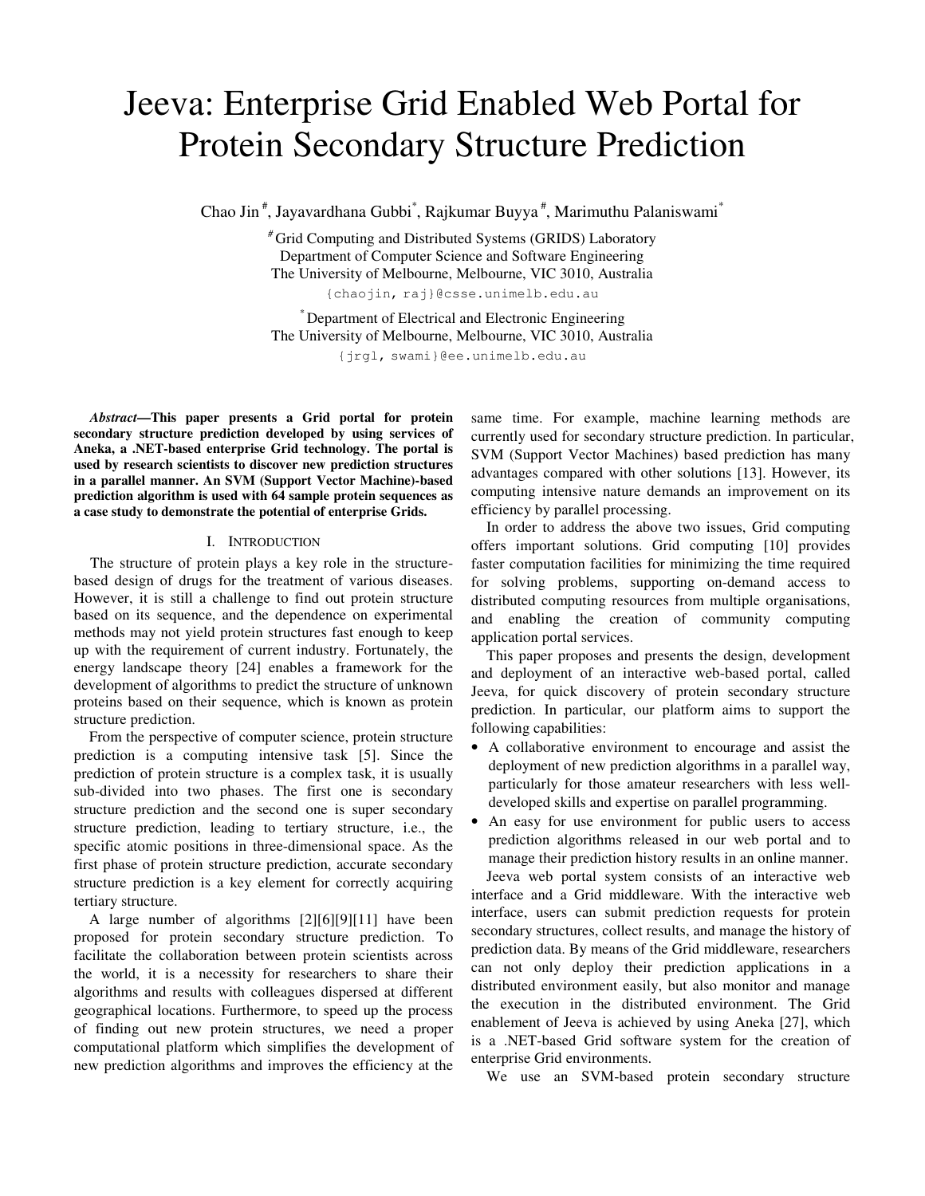# Jeeva: Enterprise Grid Enabled Web Portal for Protein Secondary Structure Prediction

Chao Jin[#], Jayavardhana Gubbi[*], Rajkumar Buyya[#], Marimuthu Palaniswami[*]

[#] Grid Computing and Distributed Systems (GRIDS) Laboratory
Department of Computer Science and Software Engineering
The University of Melbourne, Melbourne, VIC 3010, Australia
{chaojin, raj}@csse.unimelb.edu.au

[*] Department of Electrical and Electronic Engineering
The University of Melbourne, Melbourne, VIC 3010, Australia
{jrgl, swami}@ee.unimelb.edu.au

***Abstract*—This paper presents a Grid portal for protein secondary structure prediction developed by using services of Aneka, a .NET-based enterprise Grid technology. The portal is used by research scientists to discover new prediction structures in a parallel manner. An SVM (Support Vector Machine)-based prediction algorithm is used with 64 sample protein sequences as a case study to demonstrate the potential of enterprise Grids.**

## I. Introduction

The structure of protein plays a key role in the structure-based design of drugs for the treatment of various diseases. However, it is still a challenge to find out protein structure based on its sequence, and the dependence on experimental methods may not yield protein structures fast enough to keep up with the requirement of current industry. Fortunately, the energy landscape theory [24] enables a framework for the development of algorithms to predict the structure of unknown proteins based on their sequence, which is known as protein structure prediction.

From the perspective of computer science, protein structure prediction is a computing intensive task [5]. Since the prediction of protein structure is a complex task, it is usually sub-divided into two phases. The first one is secondary structure prediction and the second one is super secondary structure prediction, leading to tertiary structure, i.e., the specific atomic positions in three-dimensional space. As the first phase of protein structure prediction, accurate secondary structure prediction is a key element for correctly acquiring tertiary structure.

A large number of algorithms [2][6][9][11] have been proposed for protein secondary structure prediction. To facilitate the collaboration between protein scientists across the world, it is a necessity for researchers to share their algorithms and results with colleagues dispersed at different geographical locations. Furthermore, to speed up the process of finding out new protein structures, we need a proper computational platform which simplifies the development of new prediction algorithms and improves the efficiency at the same time. For example, machine learning methods are currently used for secondary structure prediction. In particular, SVM (Support Vector Machines) based prediction has many advantages compared with other solutions [13]. However, its computing intensive nature demands an improvement on its efficiency by parallel processing.

In order to address the above two issues, Grid computing offers important solutions. Grid computing [10] provides faster computation facilities for minimizing the time required for solving problems, supporting on-demand access to distributed computing resources from multiple organisations, and enabling the creation of community computing application portal services.

This paper proposes and presents the design, development and deployment of an interactive web-based portal, called Jeeva, for quick discovery of protein secondary structure prediction. In particular, our platform aims to support the following capabilities:

- A collaborative environment to encourage and assist the deployment of new prediction algorithms in a parallel way, particularly for those amateur researchers with less well-developed skills and expertise on parallel programming.
- An easy for use environment for public users to access prediction algorithms released in our web portal and to manage their prediction history results in an online manner.

Jeeva web portal system consists of an interactive web interface and a Grid middleware. With the interactive web interface, users can submit prediction requests for protein secondary structures, collect results, and manage the history of prediction data. By means of the Grid middleware, researchers can not only deploy their prediction applications in a distributed environment easily, but also monitor and manage the execution in the distributed environment. The Grid enablement of Jeeva is achieved by using Aneka [27], which is a .NET-based Grid software system for the creation of enterprise Grid environments.

We use an SVM-based protein secondary structure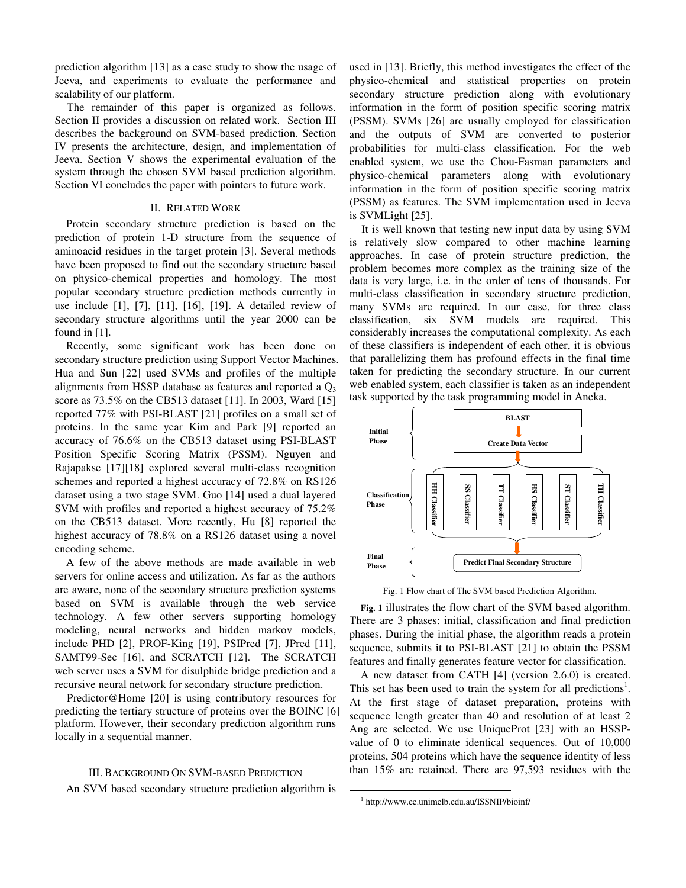prediction algorithm [13] as a case study to show the usage of Jeeva, and experiments to evaluate the performance and scalability of our platform.

The remainder of this paper is organized as follows. Section II provides a discussion on related work. Section III describes the background on SVM-based prediction. Section IV presents the architecture, design, and implementation of Jeeva. Section V shows the experimental evaluation of the system through the chosen SVM based prediction algorithm. Section VI concludes the paper with pointers to future work.

## II. Related Work

Protein secondary structure prediction is based on the prediction of protein 1-D structure from the sequence of aminoacid residues in the target protein [3]. Several methods have been proposed to find out the secondary structure based on physico-chemical properties and homology. The most popular secondary structure prediction methods currently in use include [1], [7], [11], [16], [19]. A detailed review of secondary structure algorithms until the year 2000 can be found in [1].

Recently, some significant work has been done on secondary structure prediction using Support Vector Machines. Hua and Sun [22] used SVMs and profiles of the multiple alignments from HSSP database as features and reported a $Q_3$ score as 73.5% on the CB513 dataset [11]. In 2003, Ward [15] reported 77% with PSI-BLAST [21] profiles on a small set of proteins. In the same year Kim and Park [9] reported an accuracy of 76.6% on the CB513 dataset using PSI-BLAST Position Specific Scoring Matrix (PSSM). Nguyen and Rajapakse [17][18] explored several multi-class recognition schemes and reported a highest accuracy of 72.8% on RS126 dataset using a two stage SVM. Guo [14] used a dual layered SVM with profiles and reported a highest accuracy of 75.2% on the CB513 dataset. More recently, Hu [8] reported the highest accuracy of 78.8% on a RS126 dataset using a novel encoding scheme.

A few of the above methods are made available in web servers for online access and utilization. As far as the authors are aware, none of the secondary structure prediction systems based on SVM is available through the web service technology. A few other servers supporting homology modeling, neural networks and hidden markov models, include PHD [2], PROF-King [19], PSIPred [7], JPred [11], SAMT99-Sec [16], and SCRATCH [12]. The SCRATCH web server uses a SVM for disulphide bridge prediction and a recursive neural network for secondary structure prediction.

Predictor@Home [20] is using contributory resources for predicting the tertiary structure of proteins over the BOINC [6] platform. However, their secondary prediction algorithm runs locally in a sequential manner.

## III. Background On SVM-based Prediction

An SVM based secondary structure prediction algorithm is used in [13]. Briefly, this method investigates the effect of the physico-chemical and statistical properties on protein secondary structure prediction along with evolutionary information in the form of position specific scoring matrix (PSSM). SVMs [26] are usually employed for classification and the outputs of SVM are converted to posterior probabilities for multi-class classification. For the web enabled system, we use the Chou-Fasman parameters and physico-chemical parameters along with evolutionary information in the form of position specific scoring matrix (PSSM) as features. The SVM implementation used in Jeeva is SVMLight [25].

It is well known that testing new input data by using SVM is relatively slow compared to other machine learning approaches. In case of protein structure prediction, the problem becomes more complex as the training size of the data is very large, i.e. in the order of tens of thousands. For multi-class classification in secondary structure prediction, many SVMs are required. In our case, for three class classification, six SVM models are required. This considerably increases the computational complexity. As each of these classifiers is independent of each other, it is obvious that parallelizing them has profound effects in the final time taken for predicting the secondary structure. In our current web enabled system, each classifier is taken as an independent task supported by the task programming model in Aneka.

Fig. 1 Flow chart of The SVM based Prediction Algorithm.

**Fig. 1** illustrates the flow chart of the SVM based algorithm. There are 3 phases: initial, classification and final prediction phases. During the initial phase, the algorithm reads a protein sequence, submits it to PSI-BLAST [21] to obtain the PSSM features and finally generates feature vector for classification.

A new dataset from CATH [4] (version 2.6.0) is created. This set has been used to train the system for all predictions[1]. At the first stage of dataset preparation, proteins with sequence length greater than 40 and resolution of at least 2 Ang are selected. We use UniqueProt [23] with an HSSP-value of 0 to eliminate identical sequences. Out of 10,000 proteins, 504 proteins which have the sequence identity of less than 15% are retained. There are 97,593 residues with the

[1] http://www.ee.unimelb.edu.au/ISSNIP/bioinf/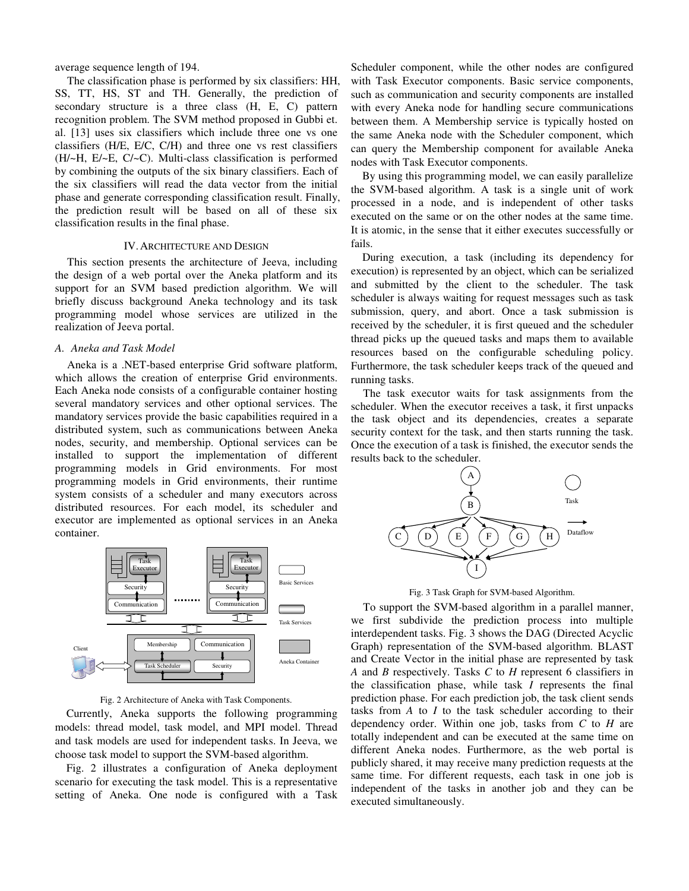average sequence length of 194.

The classification phase is performed by six classifiers: HH, SS, TT, HS, ST and TH. Generally, the prediction of secondary structure is a three class (H, E, C) pattern recognition problem. The SVM method proposed in Gubbi et. al. [13] uses six classifiers which include three one vs one classifiers (H/E, E/C, C/H) and three one vs rest classifiers (H/~H, E/~E, C/~C). Multi-class classification is performed by combining the outputs of the six binary classifiers. Each of the six classifiers will read the data vector from the initial phase and generate corresponding classification result. Finally, the prediction result will be based on all of these six classification results in the final phase.

## IV. Architecture and Design

This section presents the architecture of Jeeva, including the design of a web portal over the Aneka platform and its support for an SVM based prediction algorithm. We will briefly discuss background Aneka technology and its task programming model whose services are utilized in the realization of Jeeva portal.

### *A. Aneka and Task Model*

Aneka is a .NET-based enterprise Grid software platform, which allows the creation of enterprise Grid environments. Each Aneka node consists of a configurable container hosting several mandatory services and other optional services. The mandatory services provide the basic capabilities required in a distributed system, such as communications between Aneka nodes, security, and membership. Optional services can be installed to support the implementation of different programming models in Grid environments. For most programming models in Grid environments, their runtime system consists of a scheduler and many executors across distributed resources. For each model, its scheduler and executor are implemented as optional services in an Aneka container.

Task Executor
Security
Communication
Task Executor
Security
Communication
Basic Services
Task Services
Aneka Container
Client
Membership
Communication
Task Scheduler
Security

Fig. 2 Architecture of Aneka with Task Components.

Currently, Aneka supports the following programming models: thread model, task model, and MPI model. Thread and task models are used for independent tasks. In Jeeva, we choose task model to support the SVM-based algorithm.

Fig. 2 illustrates a configuration of Aneka deployment scenario for executing the task model. This is a representative setting of Aneka. One node is configured with a Task Scheduler component, while the other nodes are configured with Task Executor components. Basic service components, such as communication and security components are installed with every Aneka node for handling secure communications between them. A Membership service is typically hosted on the same Aneka node with the Scheduler component, which can query the Membership component for available Aneka nodes with Task Executor components.

By using this programming model, we can easily parallelize the SVM-based algorithm. A task is a single unit of work processed in a node, and is independent of other tasks executed on the same or on the other nodes at the same time. It is atomic, in the sense that it either executes successfully or fails.

During execution, a task (including its dependency for execution) is represented by an object, which can be serialized and submitted by the client to the scheduler. The task scheduler is always waiting for request messages such as task submission, query, and abort. Once a task submission is received by the scheduler, it is first queued and the scheduler thread picks up the queued tasks and maps them to available resources based on the configurable scheduling policy. Furthermore, the task scheduler keeps track of the queued and running tasks.

The task executor waits for task assignments from the scheduler. When the executor receives a task, it first unpacks the task object and its dependencies, creates a separate security context for the task, and then starts running the task. Once the execution of a task is finished, the executor sends the results back to the scheduler.

A
B
C
D
E
F
G
H
I
Task
Dataflow

Fig. 3 Task Graph for SVM-based Algorithm.

To support the SVM-based algorithm in a parallel manner, we first subdivide the prediction process into multiple interdependent tasks. Fig. 3 shows the DAG (Directed Acyclic Graph) representation of the SVM-based algorithm. BLAST and Create Vector in the initial phase are represented by task *A* and *B* respectively. Tasks *C* to *H* represent 6 classifiers in the classification phase, while task *I* represents the final prediction phase. For each prediction job, the task client sends tasks from *A* to *I* to the task scheduler according to their dependency order. Within one job, tasks from *C* to *H* are totally independent and can be executed at the same time on different Aneka nodes. Furthermore, as the web portal is publicly shared, it may receive many prediction requests at the same time. For different requests, each task in one job is independent of the tasks in another job and they can be executed simultaneously.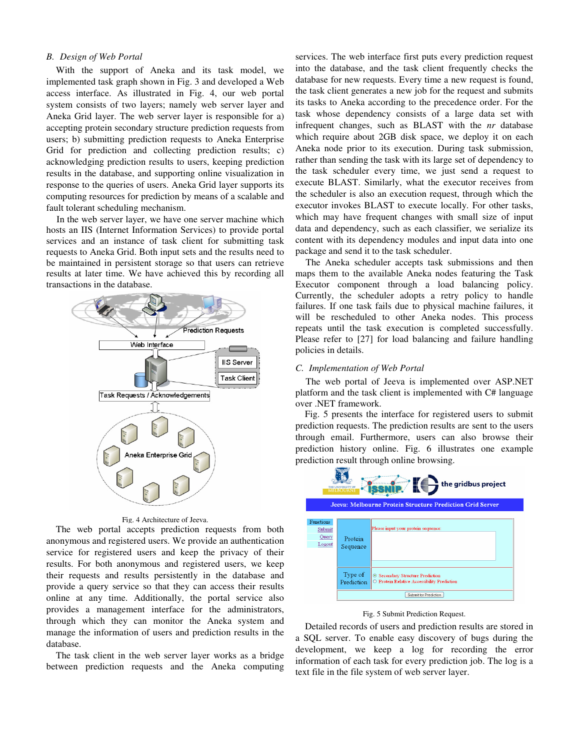### B. Design of Web Portal

With the support of Aneka and its task model, we implemented task graph shown in Fig. 3 and developed a Web access interface. As illustrated in Fig. 4, our web portal system consists of two layers; namely web server layer and Aneka Grid layer. The web server layer is responsible for a) accepting protein secondary structure prediction requests from users; b) submitting prediction requests to Aneka Enterprise Grid for prediction and collecting prediction results; c) acknowledging prediction results to users, keeping prediction results in the database, and supporting online visualization in response to the queries of users. Aneka Grid layer supports its computing resources for prediction by means of a scalable and fault tolerant scheduling mechanism.

In the web server layer, we have one server machine which hosts an IIS (Internet Information Services) to provide portal services and an instance of task client for submitting task requests to Aneka Grid. Both input sets and the results need to be maintained in persistent storage so that users can retrieve results at later time. We have achieved this by recording all transactions in the database.

Fig. 4 Architecture of Jeeva.

The web portal accepts prediction requests from both anonymous and registered users. We provide an authentication service for registered users and keep the privacy of their results. For both anonymous and registered users, we keep their requests and results persistently in the database and provide a query service so that they can access their results online at any time. Additionally, the portal service also provides a management interface for the administrators, through which they can monitor the Aneka system and manage the information of users and prediction results in the database.

The task client in the web server layer works as a bridge between prediction requests and the Aneka computing services. The web interface first puts every prediction request into the database, and the task client frequently checks the database for new requests. Every time a new request is found, the task client generates a new job for the request and submits its tasks to Aneka according to the precedence order. For the task whose dependency consists of a large data set with infrequent changes, such as BLAST with the *nr* database which require about 2GB disk space, we deploy it on each Aneka node prior to its execution. During task submission, rather than sending the task with its large set of dependency to the task scheduler every time, we just send a request to execute BLAST. Similarly, what the executor receives from the scheduler is also an execution request, through which the executor invokes BLAST to execute locally. For other tasks, which may have frequent changes with small size of input data and dependency, such as each classifier, we serialize its content with its dependency modules and input data into one package and send it to the task scheduler.

The Aneka scheduler accepts task submissions and then maps them to the available Aneka nodes featuring the Task Executor component through a load balancing policy. Currently, the scheduler adopts a retry policy to handle failures. If one task fails due to physical machine failures, it will be rescheduled to other Aneka nodes. This process repeats until the task execution is completed successfully. Please refer to [27] for load balancing and failure handling policies in details.

### C. Implementation of Web Portal

The web portal of Jeeva is implemented over ASP.NET platform and the task client is implemented with C# language over .NET framework.

Fig. 5 presents the interface for registered users to submit prediction requests. The prediction results are sent to the users through email. Furthermore, users can also browse their prediction history online. Fig. 6 illustrates one example prediction result through online browsing.

Fig. 5 Submit Prediction Request.

Detailed records of users and prediction results are stored in a SQL server. To enable easy discovery of bugs during the development, we keep a log for recording the error information of each task for every prediction job. The log is a text file in the file system of web server layer.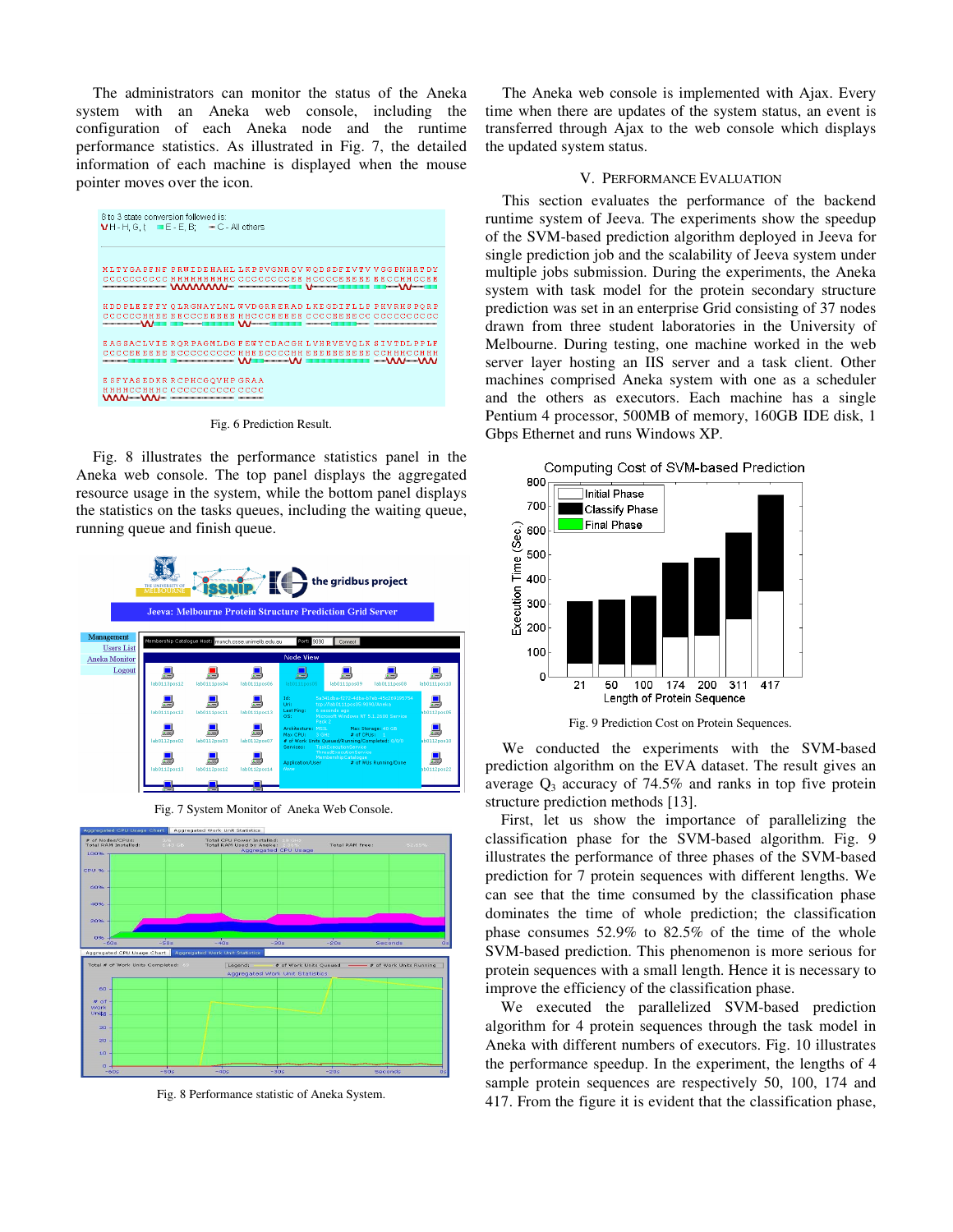The administrators can monitor the status of the Aneka system with an Aneka web console, including the configuration of each Aneka node and the runtime performance statistics. As illustrated in Fig. 7, the detailed information of each machine is displayed when the mouse pointer moves over the icon.

Fig. 6 Prediction Result.

Fig. 8 illustrates the performance statistics panel in the Aneka web console. The top panel displays the aggregated resource usage in the system, while the bottom panel displays the statistics on the tasks queues, including the waiting queue, running queue and finish queue.

Fig. 7 System Monitor of Aneka Web Console.

Fig. 8 Performance statistic of Aneka System.

The Aneka web console is implemented with Ajax. Every time when there are updates of the system status, an event is transferred through Ajax to the web console which displays the updated system status.

## V. Performance Evaluation

This section evaluates the performance of the backend runtime system of Jeeva. The experiments show the speedup of the SVM-based prediction algorithm deployed in Jeeva for single prediction job and the scalability of Jeeva system under multiple jobs submission. During the experiments, the Aneka system with task model for the protein secondary structure prediction was set in an enterprise Grid consisting of 37 nodes drawn from three student laboratories in the University of Melbourne. During testing, one machine worked in the web server layer hosting an IIS server and a task client. Other machines comprised Aneka system with one as a scheduler and the others as executors. Each machine has a single Pentium 4 processor, 500MB of memory, 160GB IDE disk, 1 Gbps Ethernet and runs Windows XP.

Fig. 9 Prediction Cost on Protein Sequences.

We conducted the experiments with the SVM-based prediction algorithm on the EVA dataset. The result gives an average $Q_3$ accuracy of 74.5% and ranks in top five protein structure prediction methods [13].

First, let us show the importance of parallelizing the classification phase for the SVM-based algorithm. Fig. 9 illustrates the performance of three phases of the SVM-based prediction for 7 protein sequences with different lengths. We can see that the time consumed by the classification phase dominates the time of whole prediction; the classification phase consumes 52.9% to 82.5% of the time of the whole SVM-based prediction. This phenomenon is more serious for protein sequences with a small length. Hence it is necessary to improve the efficiency of the classification phase.

We executed the parallelized SVM-based prediction algorithm for 4 protein sequences through the task model in Aneka with different numbers of executors. Fig. 10 illustrates the performance speedup. In the experiment, the lengths of 4 sample protein sequences are respectively 50, 100, 174 and 417. From the figure it is evident that the classification phase,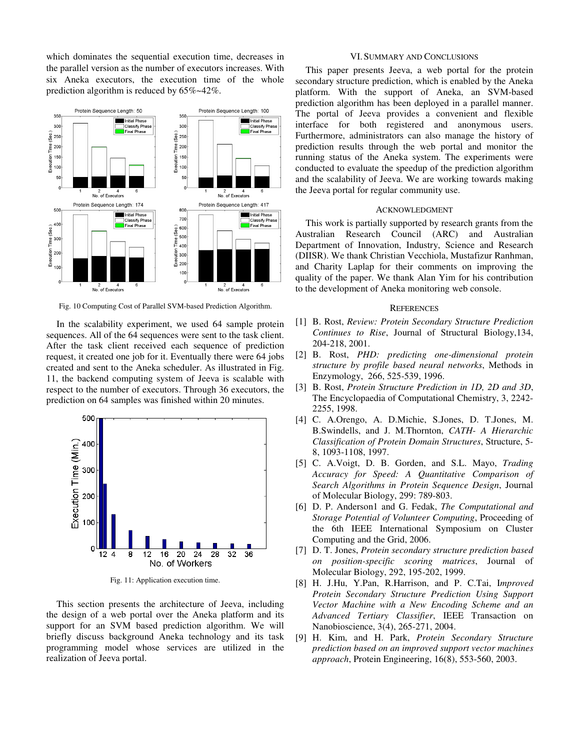which dominates the sequential execution time, decreases in the parallel version as the number of executors increases. With six Aneka executors, the execution time of the whole prediction algorithm is reduced by 65%~42%.

Fig. 10 Computing Cost of Parallel SVM-based Prediction Algorithm.

In the scalability experiment, we used 64 sample protein sequences. All of the 64 sequences were sent to the task client. After the task client received each sequence of prediction request, it created one job for it. Eventually there were 64 jobs created and sent to the Aneka scheduler. As illustrated in Fig. 11, the backend computing system of Jeeva is scalable with respect to the number of executors. Through 36 executors, the prediction on 64 samples was finished within 20 minutes.

Fig. 11: Application execution time.

This section presents the architecture of Jeeva, including the design of a web portal over the Aneka platform and its support for an SVM based prediction algorithm. We will briefly discuss background Aneka technology and its task programming model whose services are utilized in the realization of Jeeva portal.

## VI. SUMMARY AND CONCLUSIONS

This paper presents Jeeva, a web portal for the protein secondary structure prediction, which is enabled by the Aneka platform. With the support of Aneka, an SVM-based prediction algorithm has been deployed in a parallel manner. The portal of Jeeva provides a convenient and flexible interface for both registered and anonymous users. Furthermore, administrators can also manage the history of prediction results through the web portal and monitor the running status of the Aneka system. The experiments were conducted to evaluate the speedup of the prediction algorithm and the scalability of Jeeva. We are working towards making the Jeeva portal for regular community use.

## ACKNOWLEDGMENT

This work is partially supported by research grants from the Australian Research Council (ARC) and Australian Department of Innovation, Industry, Science and Research (DIISR). We thank Christian Vecchiola, Mustafizur Ranhman, and Charity Laplap for their comments on improving the quality of the paper. We thank Alan Yim for his contribution to the development of Aneka monitoring web console.

## REFERENCES

[1] B. Rost, *Review: Protein Secondary Structure Prediction Continues to Rise*, Journal of Structural Biology,134, 204-218, 2001.

[2] B. Rost, *PHD: predicting one-dimensional protein structure by profile based neural networks*, Methods in Enzymology, 266, 525-539, 1996.

[3] B. Rost, *Protein Structure Prediction in 1D, 2D and 3D*, The Encyclopaedia of Computational Chemistry, 3, 2242-2255, 1998.

[4] C. A.Orengo, A. D.Michie, S.Jones, D. T.Jones, M. B.Swindells, and J. M.Thornton, *CATH- A Hierarchic Classification of Protein Domain Structures*, Structure, 5-8, 1093-1108, 1997.

[5] C. A.Voigt, D. B. Gorden, and S.L. Mayo, *Trading Accuracy for Speed: A Quantitative Comparison of Search Algorithms in Protein Sequence Design*, Journal of Molecular Biology, 299: 789-803.

[6] D. P. Anderson1 and G. Fedak, *The Computational and Storage Potential of Volunteer Computing*, Proceeding of the 6th IEEE International Symposium on Cluster Computing and the Grid, 2006.

[7] D. T. Jones, *Protein secondary structure prediction based on position-specific scoring matrices*, Journal of Molecular Biology, 292, 195-202, 1999.

[8] H. J.Hu, Y.Pan, R.Harrison, and P. C.Tai, I*mproved Protein Secondary Structure Prediction Using Support Vector Machine with a New Encoding Scheme and an Advanced Tertiary Classifier*, IEEE Transaction on Nanobioscience, 3(4), 265-271, 2004.

[9] H. Kim, and H. Park, *Protein Secondary Structure prediction based on an improved support vector machines approach*, Protein Engineering, 16(8), 553-560, 2003.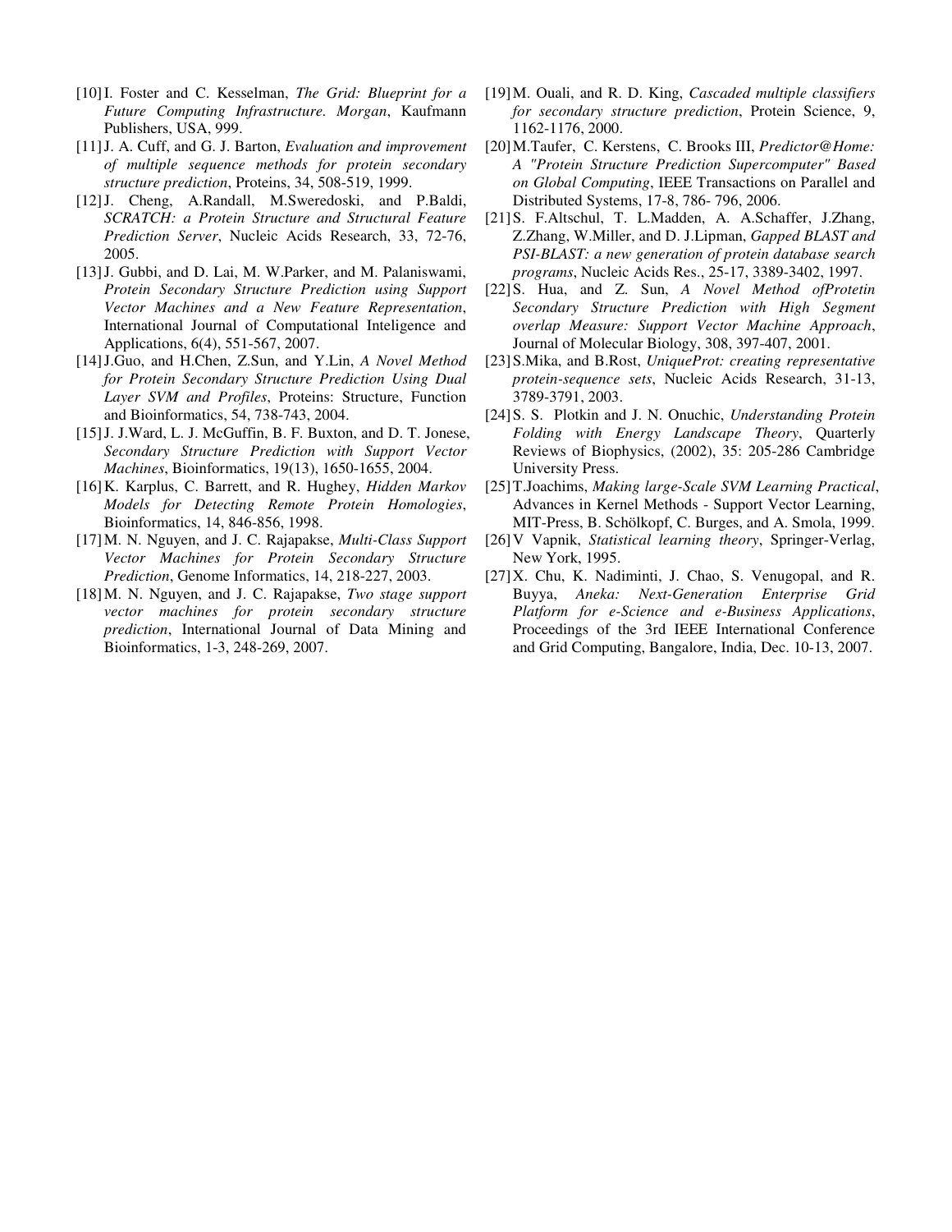[10] I. Foster and C. Kesselman, *The Grid: Blueprint for a Future Computing Infrastructure. Morgan*, Kaufmann Publishers, USA, 999.

[11] J. A. Cuff, and G. J. Barton, *Evaluation and improvement of multiple sequence methods for protein secondary structure prediction*, Proteins, 34, 508-519, 1999.

[12] J. Cheng, A.Randall, M.Sweredoski, and P.Baldi, *SCRATCH: a Protein Structure and Structural Feature Prediction Server*, Nucleic Acids Research, 33, 72-76, 2005.

[13] J. Gubbi, and D. Lai, M. W.Parker, and M. Palaniswami, *Protein Secondary Structure Prediction using Support Vector Machines and a New Feature Representation*, International Journal of Computational Inteligence and Applications, 6(4), 551-567, 2007.

[14] J.Guo, and H.Chen, Z.Sun, and Y.Lin, *A Novel Method for Protein Secondary Structure Prediction Using Dual Layer SVM and Profiles*, Proteins: Structure, Function and Bioinformatics, 54, 738-743, 2004.

[15] J. J.Ward, L. J. McGuffin, B. F. Buxton, and D. T. Jonese, *Secondary Structure Prediction with Support Vector Machines*, Bioinformatics, 19(13), 1650-1655, 2004.

[16] K. Karplus, C. Barrett, and R. Hughey, *Hidden Markov Models for Detecting Remote Protein Homologies*, Bioinformatics, 14, 846-856, 1998.

[17] M. N. Nguyen, and J. C. Rajapakse, *Multi-Class Support Vector Machines for Protein Secondary Structure Prediction*, Genome Informatics, 14, 218-227, 2003.

[18] M. N. Nguyen, and J. C. Rajapakse, *Two stage support vector machines for protein secondary structure prediction*, International Journal of Data Mining and Bioinformatics, 1-3, 248-269, 2007.

[19] M. Ouali, and R. D. King, *Cascaded multiple classifiers for secondary structure prediction*, Protein Science, 9, 1162-1176, 2000.

[20] M.Taufer, C. Kerstens, C. Brooks III, *Predictor@Home: A "Protein Structure Prediction Supercomputer" Based on Global Computing*, IEEE Transactions on Parallel and Distributed Systems, 17-8, 786- 796, 2006.

[21] S. F.Altschul, T. L.Madden, A. A.Schaffer, J.Zhang, Z.Zhang, W.Miller, and D. J.Lipman, *Gapped BLAST and PSI-BLAST: a new generation of protein database search programs*, Nucleic Acids Res., 25-17, 3389-3402, 1997.

[22] S. Hua, and Z. Sun, *A Novel Method ofProtetin Secondary Structure Prediction with High Segment overlap Measure: Support Vector Machine Approach*, Journal of Molecular Biology, 308, 397-407, 2001.

[23] S.Mika, and B.Rost, *UniqueProt: creating representative protein-sequence sets*, Nucleic Acids Research, 31-13, 3789-3791, 2003.

[24] S. S. Plotkin and J. N. Onuchic, *Understanding Protein Folding with Energy Landscape Theory*, Quarterly Reviews of Biophysics, (2002), 35: 205-286 Cambridge University Press.

[25] T.Joachims, *Making large-Scale SVM Learning Practical*, Advances in Kernel Methods - Support Vector Learning, MIT-Press, B. Schölkopf, C. Burges, and A. Smola, 1999.

[26] V Vapnik, *Statistical learning theory*, Springer-Verlag, New York, 1995.

[27] X. Chu, K. Nadiminti, J. Chao, S. Venugopal, and R. Buyya, *Aneka: Next-Generation Enterprise Grid Platform for e-Science and e-Business Applications*, Proceedings of the 3rd IEEE International Conference and Grid Computing, Bangalore, India, Dec. 10-13, 2007.